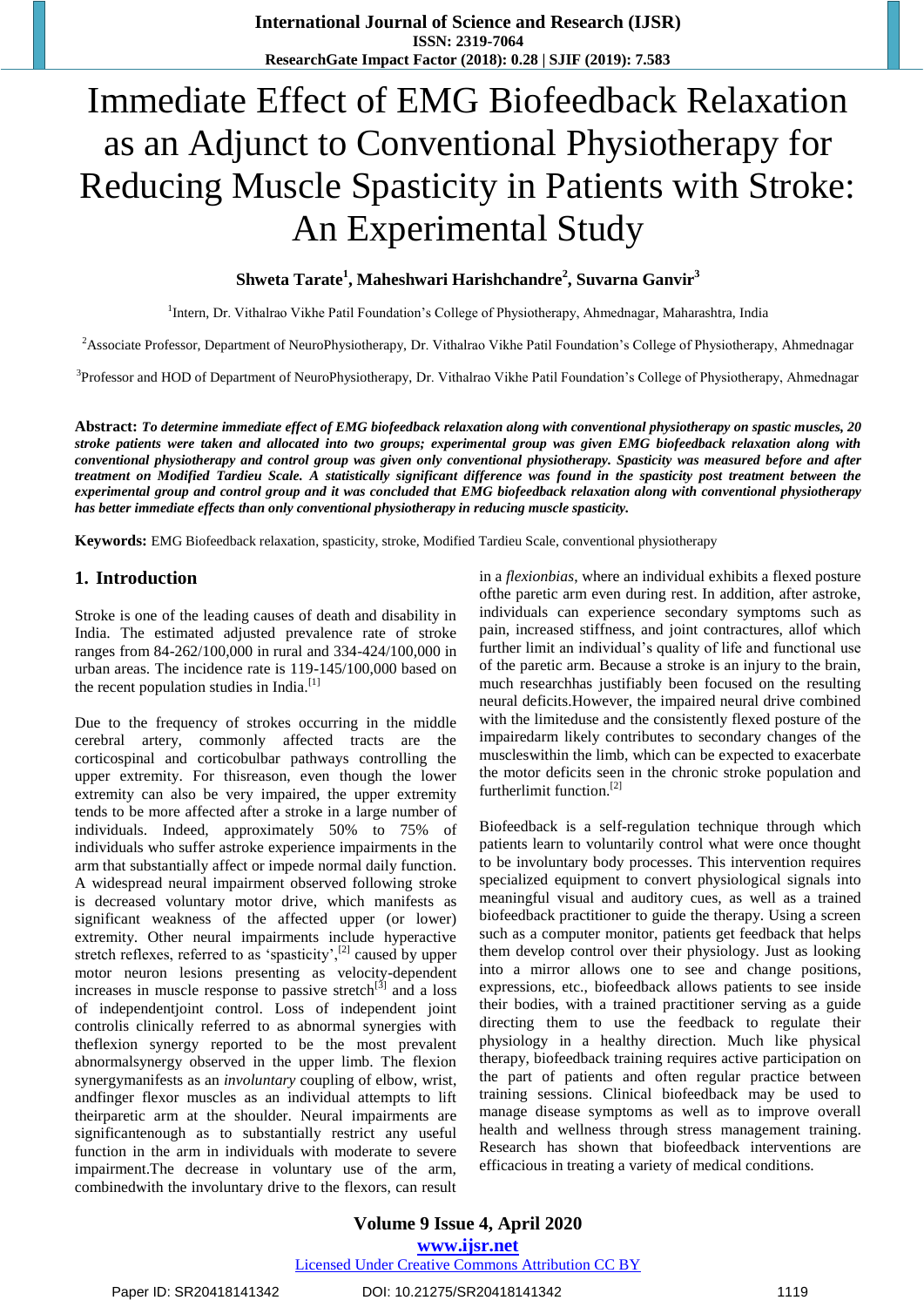# Immediate Effect of EMG Biofeedback Relaxation as an Adjunct to Conventional Physiotherapy for Reducing Muscle Spasticity in Patients with Stroke: An Experimental Study

**Shweta Tarate[1], Maheshwari Harishchandre[2], Suvarna Ganvir[3]**

[1]Intern, Dr. Vithalrao Vikhe Patil Foundation's College of Physiotherapy, Ahmednagar, Maharashtra, India

[2]Associate Professor, Department of NeuroPhysiotherapy, Dr. Vithalrao Vikhe Patil Foundation's College of Physiotherapy, Ahmednagar

[3]Professor and HOD of Department of NeuroPhysiotherapy, Dr. Vithalrao Vikhe Patil Foundation's College of Physiotherapy, Ahmednagar

**Abstract:** ***To determine immediate effect of EMG biofeedback relaxation along with conventional physiotherapy on spastic muscles, 20 stroke patients were taken and allocated into two groups; experimental group was given EMG biofeedback relaxation along with conventional physiotherapy and control group was given only conventional physiotherapy. Spasticity was measured before and after treatment on Modified Tardieu Scale. A statistically significant difference was found in the spasticity post treatment between the experimental group and control group and it was concluded that EMG biofeedback relaxation along with conventional physiotherapy has better immediate effects than only conventional physiotherapy in reducing muscle spasticity.***

**Keywords:** EMG Biofeedback relaxation, spasticity, stroke, Modified Tardieu Scale, conventional physiotherapy

## 1. Introduction

Stroke is one of the leading causes of death and disability in India. The estimated adjusted prevalence rate of stroke ranges from 84-262/100,000 in rural and 334-424/100,000 in urban areas. The incidence rate is 119-145/100,000 based on the recent population studies in India.[1]

Due to the frequency of strokes occurring in the middle cerebral artery, commonly affected tracts are the corticospinal and corticobulbar pathways controlling the upper extremity. For thisreason, even though the lower extremity can also be very impaired, the upper extremity tends to be more affected after a stroke in a large number of individuals. Indeed, approximately 50% to 75% of individuals who suffer astroke experience impairments in the arm that substantially affect or impede normal daily function. A widespread neural impairment observed following stroke is decreased voluntary motor drive, which manifests as significant weakness of the affected upper (or lower) extremity. Other neural impairments include hyperactive stretch reflexes, referred to as 'spasticity',[2] caused by upper motor neuron lesions presenting as velocity-dependent increases in muscle response to passive stretch[3] and a loss of independentjoint control. Loss of independent joint controlis clinically referred to as abnormal synergies with theflexion synergy reported to be the most prevalent abnormalsynergy observed in the upper limb. The flexion synergymanifests as an *involuntary* coupling of elbow, wrist, andfinger flexor muscles as an individual attempts to lift theirparetic arm at the shoulder. Neural impairments are significantenough as to substantially restrict any useful function in the arm in individuals with moderate to severe impairment.The decrease in voluntary use of the arm, combinedwith the involuntary drive to the flexors, can result in a *flexionbias*, where an individual exhibits a flexed posture ofthe paretic arm even during rest. In addition, after astroke, individuals can experience secondary symptoms such as pain, increased stiffness, and joint contractures, allof which further limit an individual's quality of life and functional use of the paretic arm. Because a stroke is an injury to the brain, much researchhas justifiably been focused on the resulting neural deficits.However, the impaired neural drive combined with the limiteduse and the consistently flexed posture of the impairedarm likely contributes to secondary changes of the muscleswithin the limb, which can be expected to exacerbate the motor deficits seen in the chronic stroke population and furtherlimit function.[2]

Biofeedback is a self-regulation technique through which patients learn to voluntarily control what were once thought to be involuntary body processes. This intervention requires specialized equipment to convert physiological signals into meaningful visual and auditory cues, as well as a trained biofeedback practitioner to guide the therapy. Using a screen such as a computer monitor, patients get feedback that helps them develop control over their physiology. Just as looking into a mirror allows one to see and change positions, expressions, etc., biofeedback allows patients to see inside their bodies, with a trained practitioner serving as a guide directing them to use the feedback to regulate their physiology in a healthy direction. Much like physical therapy, biofeedback training requires active participation on the part of patients and often regular practice between training sessions. Clinical biofeedback may be used to manage disease symptoms as well as to improve overall health and wellness through stress management training. Research has shown that biofeedback interventions are efficacious in treating a variety of medical conditions.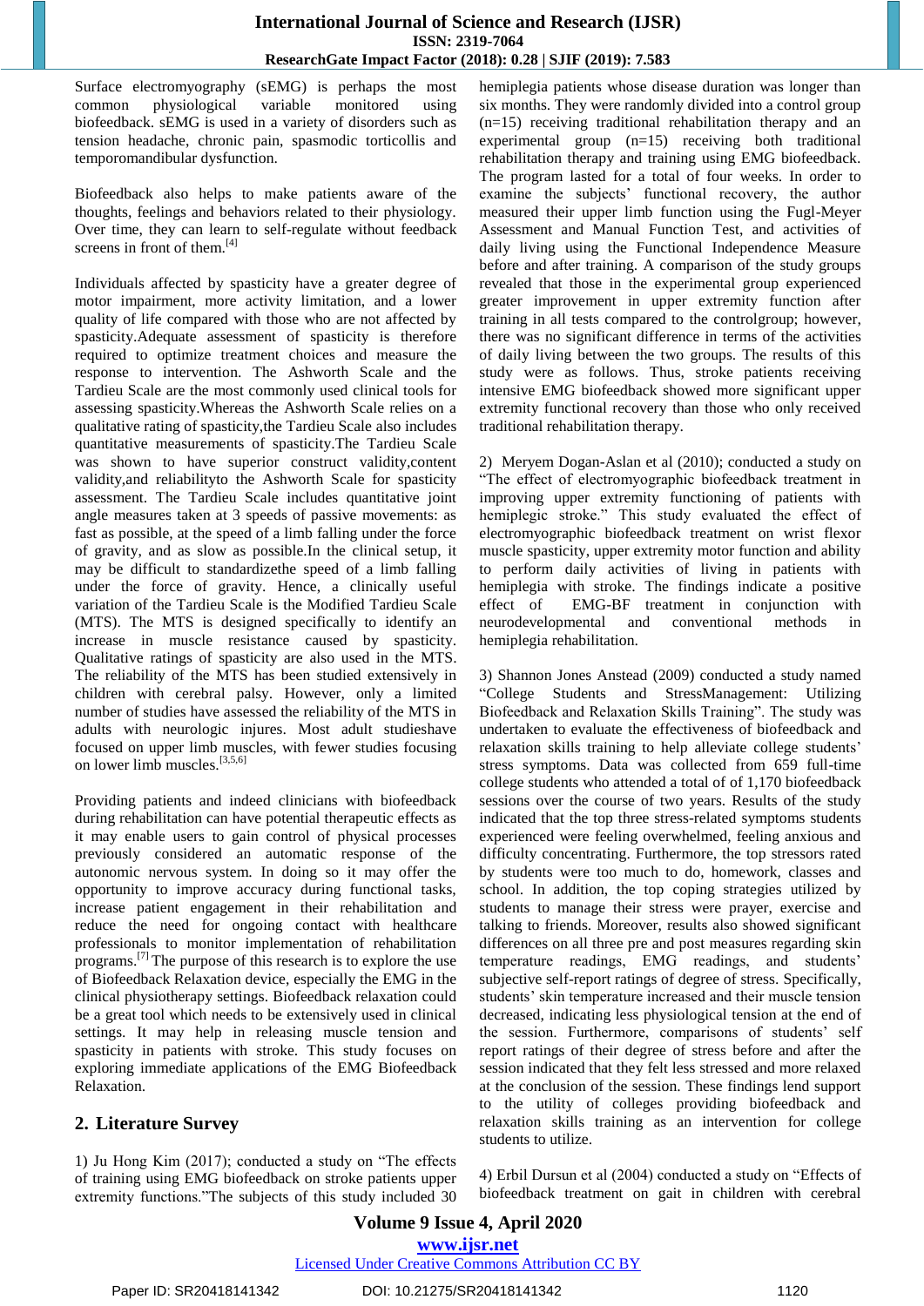Surface electromyography (sEMG) is perhaps the most common physiological variable monitored using biofeedback. sEMG is used in a variety of disorders such as tension headache, chronic pain, spasmodic torticollis and temporomandibular dysfunction.

Biofeedback also helps to make patients aware of the thoughts, feelings and behaviors related to their physiology. Over time, they can learn to self-regulate without feedback screens in front of them.[4]

Individuals affected by spasticity have a greater degree of motor impairment, more activity limitation, and a lower quality of life compared with those who are not affected by spasticity.Adequate assessment of spasticity is therefore required to optimize treatment choices and measure the response to intervention. The Ashworth Scale and the Tardieu Scale are the most commonly used clinical tools for assessing spasticity.Whereas the Ashworth Scale relies on a qualitative rating of spasticity,the Tardieu Scale also includes quantitative measurements of spasticity.The Tardieu Scale was shown to have superior construct validity,content validity,and reliabilityto the Ashworth Scale for spasticity assessment. The Tardieu Scale includes quantitative joint angle measures taken at 3 speeds of passive movements: as fast as possible, at the speed of a limb falling under the force of gravity, and as slow as possible.In the clinical setup, it may be difficult to standardizethe speed of a limb falling under the force of gravity. Hence, a clinically useful variation of the Tardieu Scale is the Modified Tardieu Scale (MTS). The MTS is designed specifically to identify an increase in muscle resistance caused by spasticity. Qualitative ratings of spasticity are also used in the MTS. The reliability of the MTS has been studied extensively in children with cerebral palsy. However, only a limited number of studies have assessed the reliability of the MTS in adults with neurologic injures. Most adult studieshave focused on upper limb muscles, with fewer studies focusing on lower limb muscles.[3,5,6]

Providing patients and indeed clinicians with biofeedback during rehabilitation can have potential therapeutic effects as it may enable users to gain control of physical processes previously considered an automatic response of the autonomic nervous system. In doing so it may offer the opportunity to improve accuracy during functional tasks, increase patient engagement in their rehabilitation and reduce the need for ongoing contact with healthcare professionals to monitor implementation of rehabilitation programs.[7] The purpose of this research is to explore the use of Biofeedback Relaxation device, especially the EMG in the clinical physiotherapy settings. Biofeedback relaxation could be a great tool which needs to be extensively used in clinical settings. It may help in releasing muscle tension and spasticity in patients with stroke. This study focuses on exploring immediate applications of the EMG Biofeedback Relaxation.

## 2. Literature Survey

1) Ju Hong Kim (2017); conducted a study on "The effects of training using EMG biofeedback on stroke patients upper extremity functions."The subjects of this study included 30 hemiplegia patients whose disease duration was longer than six months. They were randomly divided into a control group (n=15) receiving traditional rehabilitation therapy and an experimental group (n=15) receiving both traditional rehabilitation therapy and training using EMG biofeedback. The program lasted for a total of four weeks. In order to examine the subjects' functional recovery, the author measured their upper limb function using the Fugl-Meyer Assessment and Manual Function Test, and activities of daily living using the Functional Independence Measure before and after training. A comparison of the study groups revealed that those in the experimental group experienced greater improvement in upper extremity function after training in all tests compared to the controlgroup; however, there was no significant difference in terms of the activities of daily living between the two groups. The results of this study were as follows. Thus, stroke patients receiving intensive EMG biofeedback showed more significant upper extremity functional recovery than those who only received traditional rehabilitation therapy.

2) Meryem Dogan-Aslan et al (2010); conducted a study on "The effect of electromyographic biofeedback treatment in improving upper extremity functioning of patients with hemiplegic stroke." This study evaluated the effect of electromyographic biofeedback treatment on wrist flexor muscle spasticity, upper extremity motor function and ability to perform daily activities of living in patients with hemiplegia with stroke. The findings indicate a positive effect of EMG-BF treatment in conjunction with neurodevelopmental and conventional methods in hemiplegia rehabilitation.

3) Shannon Jones Anstead (2009) conducted a study named "College Students and StressManagement: Utilizing Biofeedback and Relaxation Skills Training". The study was undertaken to evaluate the effectiveness of biofeedback and relaxation skills training to help alleviate college students' stress symptoms. Data was collected from 659 full-time college students who attended a total of of 1,170 biofeedback sessions over the course of two years. Results of the study indicated that the top three stress-related symptoms students experienced were feeling overwhelmed, feeling anxious and difficulty concentrating. Furthermore, the top stressors rated by students were too much to do, homework, classes and school. In addition, the top coping strategies utilized by students to manage their stress were prayer, exercise and talking to friends. Moreover, results also showed significant differences on all three pre and post measures regarding skin temperature readings, EMG readings, and students' subjective self-report ratings of degree of stress. Specifically, students' skin temperature increased and their muscle tension decreased, indicating less physiological tension at the end of the session. Furthermore, comparisons of students' self report ratings of their degree of stress before and after the session indicated that they felt less stressed and more relaxed at the conclusion of the session. These findings lend support to the utility of colleges providing biofeedback and relaxation skills training as an intervention for college students to utilize.

4) Erbil Dursun et al (2004) conducted a study on "Effects of biofeedback treatment on gait in children with cerebral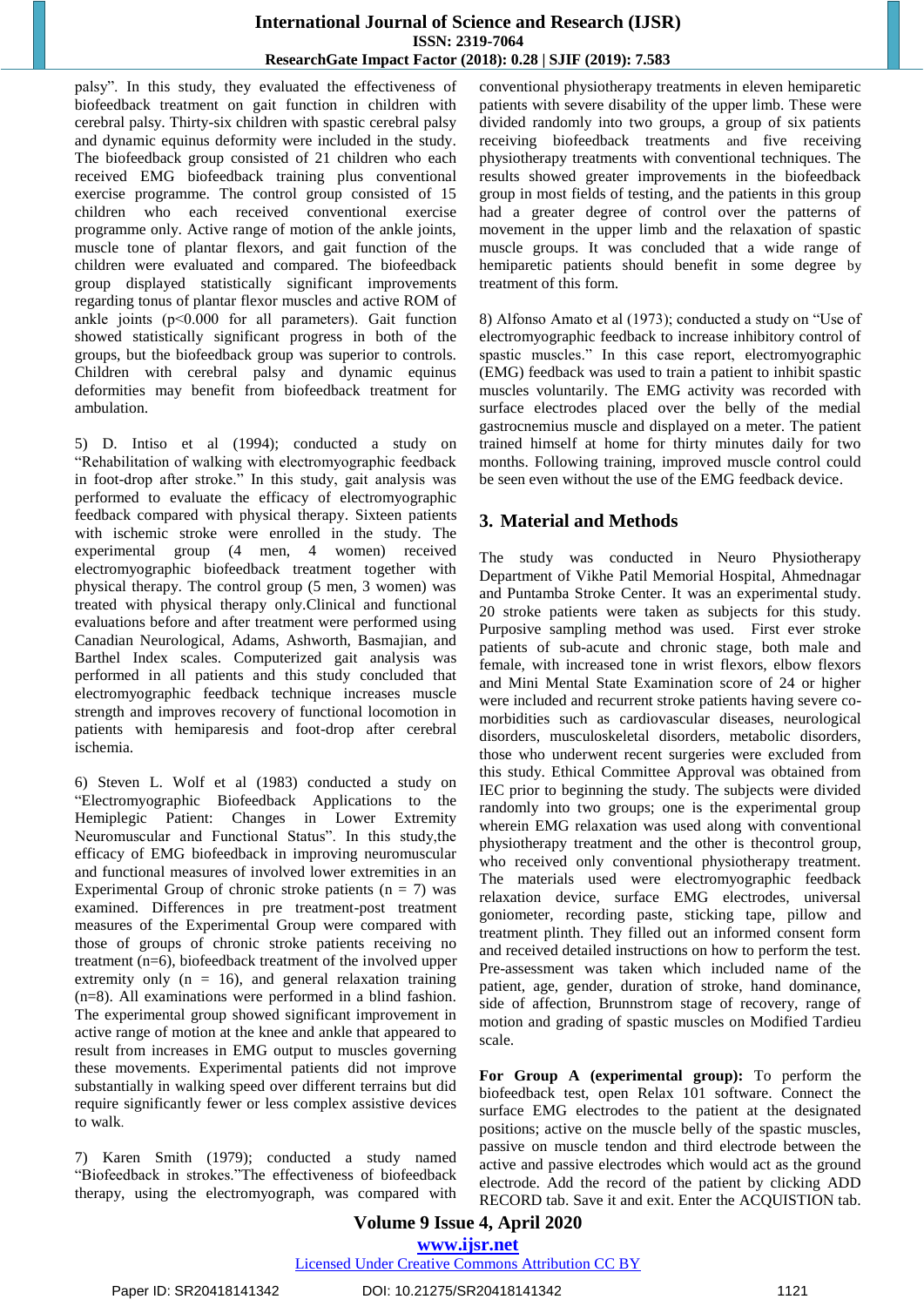palsy". In this study, they evaluated the effectiveness of biofeedback treatment on gait function in children with cerebral palsy. Thirty-six children with spastic cerebral palsy and dynamic equinus deformity were included in the study. The biofeedback group consisted of 21 children who each received EMG biofeedback training plus conventional exercise programme. The control group consisted of 15 children who each received conventional exercise programme only. Active range of motion of the ankle joints, muscle tone of plantar flexors, and gait function of the children were evaluated and compared. The biofeedback group displayed statistically significant improvements regarding tonus of plantar flexor muscles and active ROM of ankle joints ($p<0.000$ for all parameters). Gait function showed statistically significant progress in both of the groups, but the biofeedback group was superior to controls. Children with cerebral palsy and dynamic equinus deformities may benefit from biofeedback treatment for ambulation.

5) D. Intiso et al (1994); conducted a study on "Rehabilitation of walking with electromyographic feedback in foot-drop after stroke." In this study, gait analysis was performed to evaluate the efficacy of electromyographic feedback compared with physical therapy. Sixteen patients with ischemic stroke were enrolled in the study. The experimental group (4 men, 4 women) received electromyographic biofeedback treatment together with physical therapy. The control group (5 men, 3 women) was treated with physical therapy only.Clinical and functional evaluations before and after treatment were performed using Canadian Neurological, Adams, Ashworth, Basmajian, and Barthel Index scales. Computerized gait analysis was performed in all patients and this study concluded that electromyographic feedback technique increases muscle strength and improves recovery of functional locomotion in patients with hemiparesis and foot-drop after cerebral ischemia.

6) Steven L. Wolf et al (1983) conducted a study on "Electromyographic Biofeedback Applications to the Hemiplegic Patient: Changes in Lower Extremity Neuromuscular and Functional Status". In this study,the efficacy of EMG biofeedback in improving neuromuscular and functional measures of involved lower extremities in an Experimental Group of chronic stroke patients ($n = 7$) was examined. Differences in pre treatment-post treatment measures of the Experimental Group were compared with those of groups of chronic stroke patients receiving no treatment ($n=6$), biofeedback treatment of the involved upper extremity only ($n = 16$), and general relaxation training ($n=8$). All examinations were performed in a blind fashion. The experimental group showed significant improvement in active range of motion at the knee and ankle that appeared to result from increases in EMG output to muscles governing these movements. Experimental patients did not improve substantially in walking speed over different terrains but did require significantly fewer or less complex assistive devices to walk.

7) Karen Smith (1979); conducted a study named "Biofeedback in strokes."The effectiveness of biofeedback therapy, using the electromyograph, was compared with conventional physiotherapy treatments in eleven hemiparetic patients with severe disability of the upper limb. These were divided randomly into two groups, a group of six patients receiving biofeedback treatments and five receiving physiotherapy treatments with conventional techniques. The results showed greater improvements in the biofeedback group in most fields of testing, and the patients in this group had a greater degree of control over the patterns of movement in the upper limb and the relaxation of spastic muscle groups. It was concluded that a wide range of hemiparetic patients should benefit in some degree by treatment of this form.

8) Alfonso Amato et al (1973); conducted a study on "Use of electromyographic feedback to increase inhibitory control of spastic muscles." In this case report, electromyographic (EMG) feedback was used to train a patient to inhibit spastic muscles voluntarily. The EMG activity was recorded with surface electrodes placed over the belly of the medial gastrocnemius muscle and displayed on a meter. The patient trained himself at home for thirty minutes daily for two months. Following training, improved muscle control could be seen even without the use of the EMG feedback device.

## 3. Material and Methods

The study was conducted in Neuro Physiotherapy Department of Vikhe Patil Memorial Hospital, Ahmednagar and Puntamba Stroke Center. It was an experimental study. 20 stroke patients were taken as subjects for this study. Purposive sampling method was used. First ever stroke patients of sub-acute and chronic stage, both male and female, with increased tone in wrist flexors, elbow flexors and Mini Mental State Examination score of 24 or higher were included and recurrent stroke patients having severe co-morbidities such as cardiovascular diseases, neurological disorders, musculoskeletal disorders, metabolic disorders, those who underwent recent surgeries were excluded from this study. Ethical Committee Approval was obtained from IEC prior to beginning the study. The subjects were divided randomly into two groups; one is the experimental group wherein EMG relaxation was used along with conventional physiotherapy treatment and the other is thecontrol group, who received only conventional physiotherapy treatment. The materials used were electromyographic feedback relaxation device, surface EMG electrodes, universal goniometer, recording paste, sticking tape, pillow and treatment plinth. They filled out an informed consent form and received detailed instructions on how to perform the test. Pre-assessment was taken which included name of the patient, age, gender, duration of stroke, hand dominance, side of affection, Brunnstrom stage of recovery, range of motion and grading of spastic muscles on Modified Tardieu scale.

**For Group A (experimental group):** To perform the biofeedback test, open Relax 101 software. Connect the surface EMG electrodes to the patient at the designated positions; active on the muscle belly of the spastic muscles, passive on muscle tendon and third electrode between the active and passive electrodes which would act as the ground electrode. Add the record of the patient by clicking ADD RECORD tab. Save it and exit. Enter the ACQUISTION tab.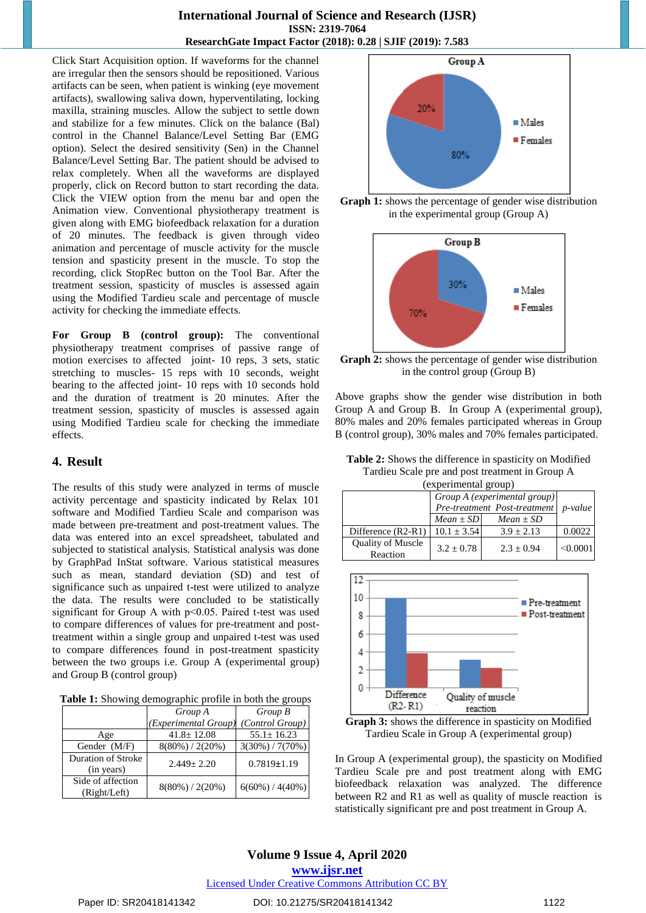Click Start Acquisition option. If waveforms for the channel are irregular then the sensors should be repositioned. Various artifacts can be seen, when patient is winking (eye movement artifacts), swallowing saliva down, hyperventilating, locking maxilla, straining muscles. Allow the subject to settle down and stabilize for a few minutes. Click on the balance (Bal) control in the Channel Balance/Level Setting Bar (EMG option). Select the desired sensitivity (Sen) in the Channel Balance/Level Setting Bar. The patient should be advised to relax completely. When all the waveforms are displayed properly, click on Record button to start recording the data. Click the VIEW option from the menu bar and open the Animation view. Conventional physiotherapy treatment is given along with EMG biofeedback relaxation for a duration of 20 minutes. The feedback is given through video animation and percentage of muscle activity for the muscle tension and spasticity present in the muscle. To stop the recording, click StopRec button on the Tool Bar. After the treatment session, spasticity of muscles is assessed again using the Modified Tardieu scale and percentage of muscle activity for checking the immediate effects.

**For Group B (control group):** The conventional physiotherapy treatment comprises of passive range of motion exercises to affected joint- 10 reps, 3 sets, static stretching to muscles- 15 reps with 10 seconds, weight bearing to the affected joint- 10 reps with 10 seconds hold and the duration of treatment is 20 minutes. After the treatment session, spasticity of muscles is assessed again using Modified Tardieu scale for checking the immediate effects.

## 4. Result

The results of this study were analyzed in terms of muscle activity percentage and spasticity indicated by Relax 101 software and Modified Tardieu Scale and comparison was made between pre-treatment and post-treatment values. The data was entered into an excel spreadsheet, tabulated and subjected to statistical analysis. Statistical analysis was done by GraphPad InStat software. Various statistical measures such as mean, standard deviation (SD) and test of significance such as unpaired t-test were utilized to analyze the data. The results were concluded to be statistically significant for Group A with $p<0.05$. Paired t-test was used to compare differences of values for pre-treatment and post-treatment within a single group and unpaired t-test was used to compare differences found in post-treatment spasticity between the two groups i.e. Group A (experimental group) and Group B (control group)

**Table 1:** Showing demographic profile in both the groups

| | Group A (Experimental Group) | Group B (Control Group) |
|---|---|---|
| Age | 41.8± 12.08 | 55.1± 16.23 |
| Gender (M/F) | 8(80%) / 2(20%) | 3(30%) / 7(70%) |
| Duration of Stroke (in years) | 2.449± 2.20 | 0.7819±1.19 |
| Side of affection (Right/Left) | 8(80%) / 2(20%) | 6(60%) / 4(40%) |

**Graph 1:** shows the percentage of gender wise distribution in the experimental group (Group A)

**Graph 2:** shows the percentage of gender wise distribution in the control group (Group B)

Above graphs show the gender wise distribution in both Group A and Group B. In Group A (experimental group), 80% males and 20% females participated whereas in Group B (control group), 30% males and 70% females participated.

**Table 2:** Shows the difference in spasticity on Modified Tardieu Scale pre and post treatment in Group A (experimental group)

| | Group A (experimental group) | | p-value |
|---|---|---|---|
| | Pre-treatment | Post-treatment | |
| | Mean ± SD | Mean ± SD | |
| Difference (R2-R1) | 10.1 ± 3.54 | 3.9 ± 2.13 | 0.0022 |
| Quality of Muscle Reaction | 3.2 ± 0.78 | 2.3 ± 0.94 | <0.0001 |

**Graph 3:** shows the difference in spasticity on Modified Tardieu Scale in Group A (experimental group)

In Group A (experimental group), the spasticity on Modified Tardieu Scale pre and post treatment along with EMG biofeedback relaxation was analyzed. The difference between R2 and R1 as well as quality of muscle reaction is statistically significant pre and post treatment in Group A.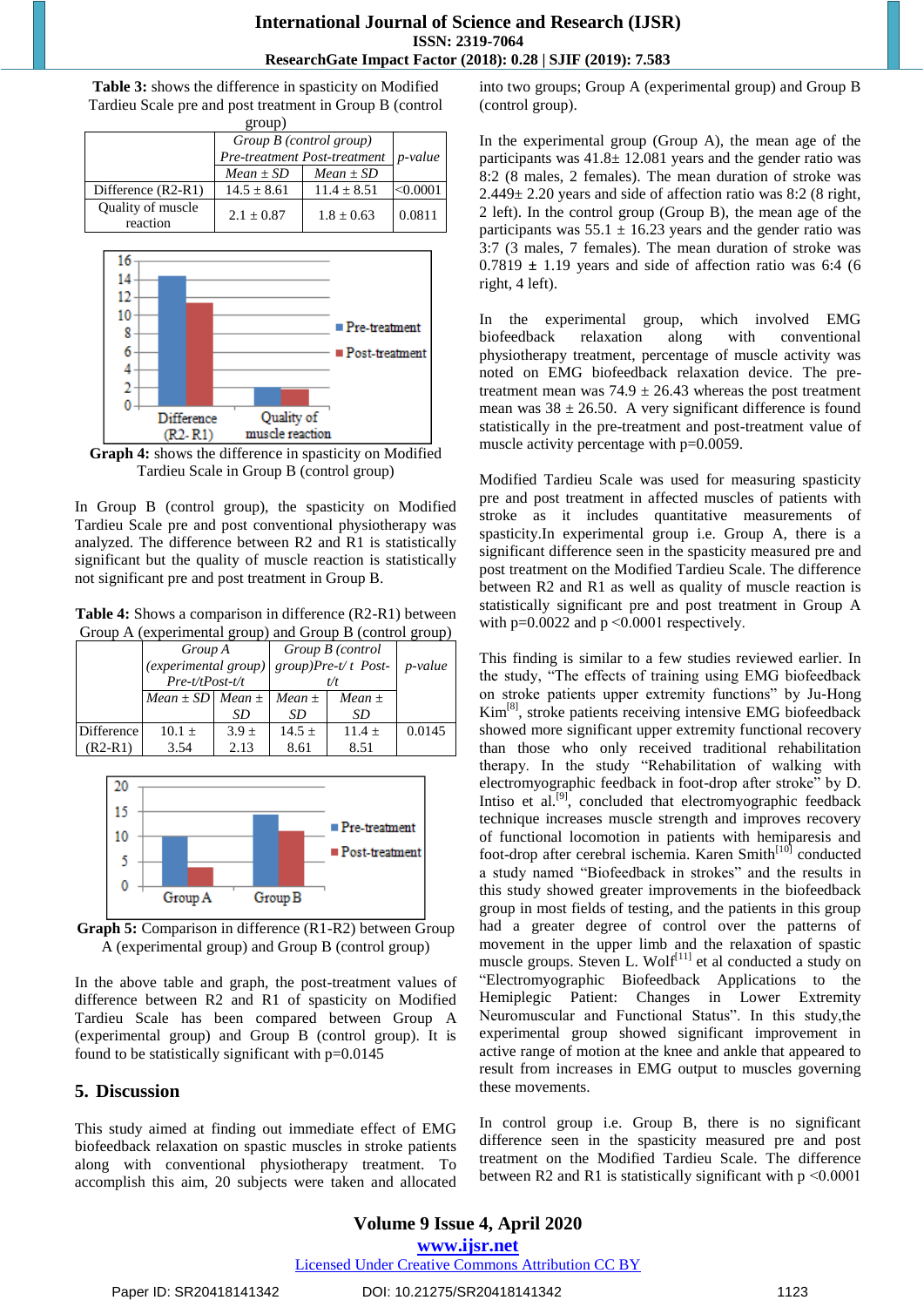**Table 3:** shows the difference in spasticity on Modified Tardieu Scale pre and post treatment in Group B (control group)

| | Group B (control group) | | p-value |
|---|---|---|---|
| | Pre-treatment | Post-treatment | |
| | Mean ± SD | Mean ± SD | |
| Difference (R2-R1) | 14.5 ± 8.61 | 11.4 ± 8.51 | <0.0001 |
| Quality of muscle reaction | 2.1 ± 0.87 | 1.8 ± 0.63 | 0.0811 |

**Graph 4:** shows the difference in spasticity on Modified Tardieu Scale in Group B (control group)

In Group B (control group), the spasticity on Modified Tardieu Scale pre and post conventional physiotherapy was analyzed. The difference between R2 and R1 is statistically significant but the quality of muscle reaction is statistically not significant pre and post treatment in Group B.

**Table 4:** Shows a comparison in difference (R2-R1) between Group A (experimental group) and Group B (control group)

| | Group A (experimental group) Pre-t/tPost-t/t | | Group B (control group)Pre-t/ t Post-t/t | | p-value |
|---|---|---|---|---|---|
| | Mean ± SD | Mean ± SD | Mean ± SD | Mean ± SD | |
| Difference (R2-R1) | 10.1 ± 3.54 | 3.9 ± 2.13 | 14.5 ± 8.61 | 11.4 ± 8.51 | 0.0145 |

**Graph 5:** Comparison in difference (R1-R2) between Group A (experimental group) and Group B (control group)

In the above table and graph, the post-treatment values of difference between R2 and R1 of spasticity on Modified Tardieu Scale has been compared between Group A (experimental group) and Group B (control group). It is found to be statistically significant with p=0.0145

## 5. Discussion

This study aimed at finding out immediate effect of EMG biofeedback relaxation on spastic muscles in stroke patients along with conventional physiotherapy treatment. To accomplish this aim, 20 subjects were taken and allocated into two groups; Group A (experimental group) and Group B (control group).

In the experimental group (Group A), the mean age of the participants was 41.8± 12.081 years and the gender ratio was 8:2 (8 males, 2 females). The mean duration of stroke was 2.449± 2.20 years and side of affection ratio was 8:2 (8 right, 2 left). In the control group (Group B), the mean age of the participants was 55.1 ± 16.23 years and the gender ratio was 3:7 (3 males, 7 females). The mean duration of stroke was 0.7819 ± 1.19 years and side of affection ratio was 6:4 (6 right, 4 left).

In the experimental group, which involved EMG biofeedback relaxation along with conventional physiotherapy treatment, percentage of muscle activity was noted on EMG biofeedback relaxation device. The pre-treatment mean was 74.9 ± 26.43 whereas the post treatment mean was 38 ± 26.50. A very significant difference is found statistically in the pre-treatment and post-treatment value of muscle activity percentage with p=0.0059.

Modified Tardieu Scale was used for measuring spasticity pre and post treatment in affected muscles of patients with stroke as it includes quantitative measurements of spasticity.In experimental group i.e. Group A, there is a significant difference seen in the spasticity measured pre and post treatment on the Modified Tardieu Scale. The difference between R2 and R1 as well as quality of muscle reaction is statistically significant pre and post treatment in Group A with p=0.0022 and p <0.0001 respectively.

This finding is similar to a few studies reviewed earlier. In the study, "The effects of training using EMG biofeedback on stroke patients upper extremity functions" by Ju-Hong Kim[8], stroke patients receiving intensive EMG biofeedback showed more significant upper extremity functional recovery than those who only received traditional rehabilitation therapy. In the study "Rehabilitation of walking with electromyographic feedback in foot-drop after stroke" by D. Intiso et al.[9], concluded that electromyographic feedback technique increases muscle strength and improves recovery of functional locomotion in patients with hemiparesis and foot-drop after cerebral ischemia. Karen Smith[10] conducted a study named "Biofeedback in strokes" and the results in this study showed greater improvements in the biofeedback group in most fields of testing, and the patients in this group had a greater degree of control over the patterns of movement in the upper limb and the relaxation of spastic muscle groups. Steven L. Wolf[11] et al conducted a study on "Electromyographic Biofeedback Applications to the Hemiplegic Patient: Changes in Lower Extremity Neuromuscular and Functional Status". In this study,the experimental group showed significant improvement in active range of motion at the knee and ankle that appeared to result from increases in EMG output to muscles governing these movements.

In control group i.e. Group B, there is no significant difference seen in the spasticity measured pre and post treatment on the Modified Tardieu Scale. The difference between R2 and R1 is statistically significant with p <0.0001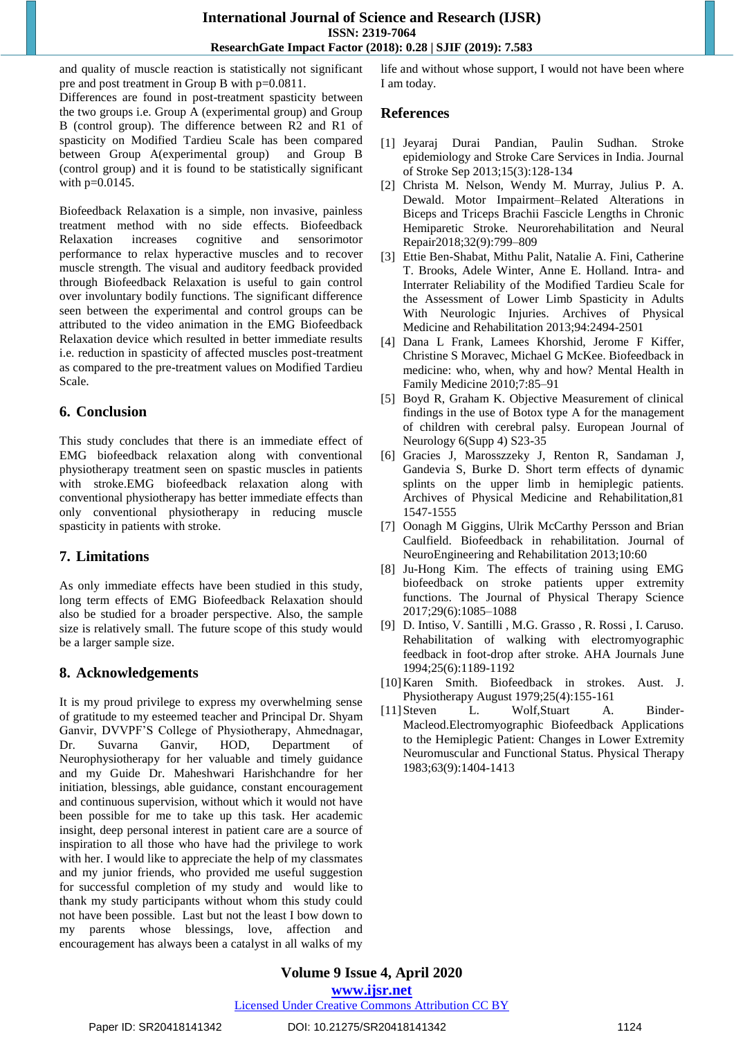and quality of muscle reaction is statistically not significant pre and post treatment in Group B with p=0.0811.

Differences are found in post-treatment spasticity between the two groups i.e. Group A (experimental group) and Group B (control group). The difference between R2 and R1 of spasticity on Modified Tardieu Scale has been compared between Group A(experimental group) and Group B (control group) and it is found to be statistically significant with p=0.0145.

Biofeedback Relaxation is a simple, non invasive, painless treatment method with no side effects. Biofeedback Relaxation increases cognitive and sensorimotor performance to relax hyperactive muscles and to recover muscle strength. The visual and auditory feedback provided through Biofeedback Relaxation is useful to gain control over involuntary bodily functions. The significant difference seen between the experimental and control groups can be attributed to the video animation in the EMG Biofeedback Relaxation device which resulted in better immediate results i.e. reduction in spasticity of affected muscles post-treatment as compared to the pre-treatment values on Modified Tardieu Scale.

## 6. Conclusion

This study concludes that there is an immediate effect of EMG biofeedback relaxation along with conventional physiotherapy treatment seen on spastic muscles in patients with stroke.EMG biofeedback relaxation along with conventional physiotherapy has better immediate effects than only conventional physiotherapy in reducing muscle spasticity in patients with stroke.

## 7. Limitations

As only immediate effects have been studied in this study, long term effects of EMG Biofeedback Relaxation should also be studied for a broader perspective. Also, the sample size is relatively small. The future scope of this study would be a larger sample size.

## 8. Acknowledgements

It is my proud privilege to express my overwhelming sense of gratitude to my esteemed teacher and Principal Dr. Shyam Ganvir, DVVPF'S College of Physiotherapy, Ahmednagar, Dr. Suvarna Ganvir, HOD, Department of Neurophysiotherapy for her valuable and timely guidance and my Guide Dr. Maheshwari Harishchandre for her initiation, blessings, able guidance, constant encouragement and continuous supervision, without which it would not have been possible for me to take up this task. Her academic insight, deep personal interest in patient care are a source of inspiration to all those who have had the privilege to work with her. I would like to appreciate the help of my classmates and my junior friends, who provided me useful suggestion for successful completion of my study and would like to thank my study participants without whom this study could not have been possible. Last but not the least I bow down to my parents whose blessings, love, affection and encouragement has always been a catalyst in all walks of my life and without whose support, I would not have been where I am today.

## References

[1] Jeyaraj Durai Pandian, Paulin Sudhan. Stroke epidemiology and Stroke Care Services in India. Journal of Stroke Sep 2013;15(3):128-134

[2] Christa M. Nelson, Wendy M. Murray, Julius P. A. Dewald. Motor Impairment–Related Alterations in Biceps and Triceps Brachii Fascicle Lengths in Chronic Hemiparetic Stroke. Neurorehabilitation and Neural Repair2018;32(9):799–809

[3] Ettie Ben-Shabat, Mithu Palit, Natalie A. Fini, Catherine T. Brooks, Adele Winter, Anne E. Holland. Intra- and Interrater Reliability of the Modified Tardieu Scale for the Assessment of Lower Limb Spasticity in Adults With Neurologic Injuries. Archives of Physical Medicine and Rehabilitation 2013;94:2494-2501

[4] Dana L Frank, Lamees Khorshid, Jerome F Kiffer, Christine S Moravec, Michael G McKee. Biofeedback in medicine: who, when, why and how? Mental Health in Family Medicine 2010;7:85–91

[5] Boyd R, Graham K. Objective Measurement of clinical findings in the use of Botox type A for the management of children with cerebral palsy. European Journal of Neurology 6(Supp 4) S23-35

[6] Gracies J, Marosszeky J, Renton R, Sandaman J, Gandevia S, Burke D. Short term effects of dynamic splints on the upper limb in hemiplegic patients. Archives of Physical Medicine and Rehabilitation,81 1547-1555

[7] Oonagh M Giggins, Ulrik McCarthy Persson and Brian Caulfield. Biofeedback in rehabilitation. Journal of NeuroEngineering and Rehabilitation 2013;10:60

[8] Ju-Hong Kim. The effects of training using EMG biofeedback on stroke patients upper extremity functions. The Journal of Physical Therapy Science 2017;29(6):1085–1088

[9] D. Intiso, V. Santilli , M.G. Grasso , R. Rossi , I. Caruso. Rehabilitation of walking with electromyographic feedback in foot-drop after stroke. AHA Journals June 1994;25(6):1189-1192

[10] Karen Smith. Biofeedback in strokes. Aust. J. Physiotherapy August 1979;25(4):155-161

[11] Steven L. Wolf,Stuart A. Binder-Macleod.Electromyographic Biofeedback Applications to the Hemiplegic Patient: Changes in Lower Extremity Neuromuscular and Functional Status. Physical Therapy 1983;63(9):1404-1413